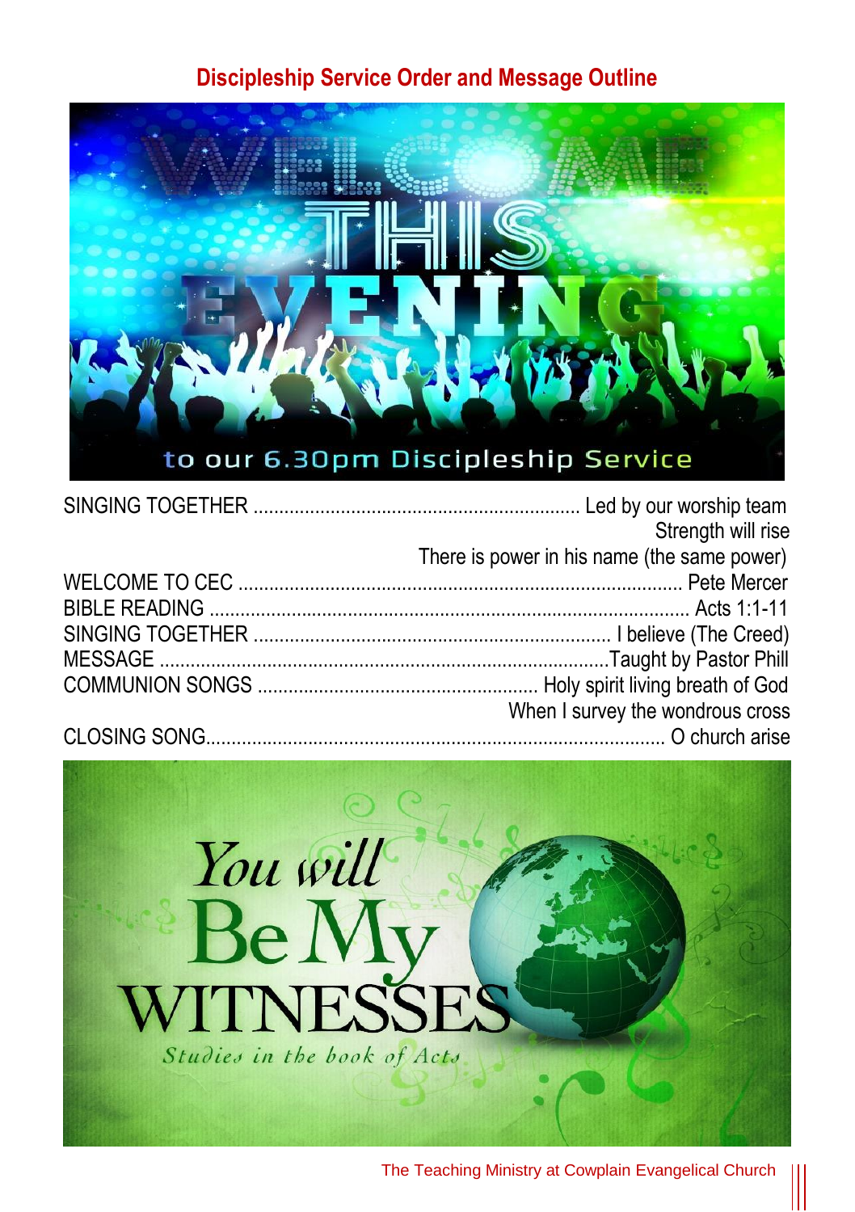## Discipleship Service Order and Message Outline

| | |
|---|---|
| SINGING TOGETHER | Led by our worship team |
| | Strength will rise |
| | There is power in his name (the same power) |
| WELCOME TO CEC | Pete Mercer |
| BIBLE READING | Acts 1:1-11 |
| SINGING TOGETHER | I believe (The Creed) |
| MESSAGE | Taught by Pastor Phill |
| COMMUNION SONGS | Holy spirit living breath of God |
| | When I survey the wondrous cross |
| CLOSING SONG | O church arise |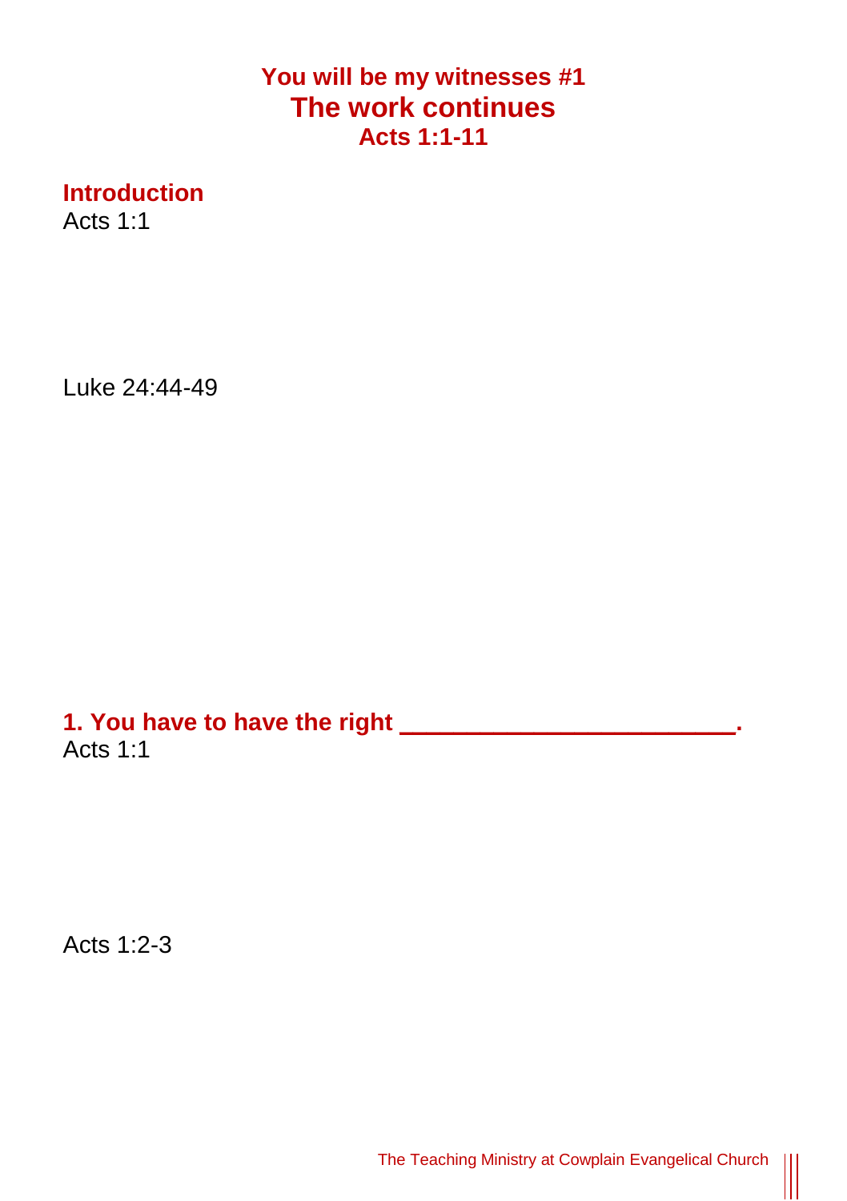### You will be my witnesses #1
## The work continues
### Acts 1:1-11

### Introduction

Acts 1:1

Luke 24:44-49

### 1. You have to have the right ______________________.

Acts 1:1

Acts 1:2-3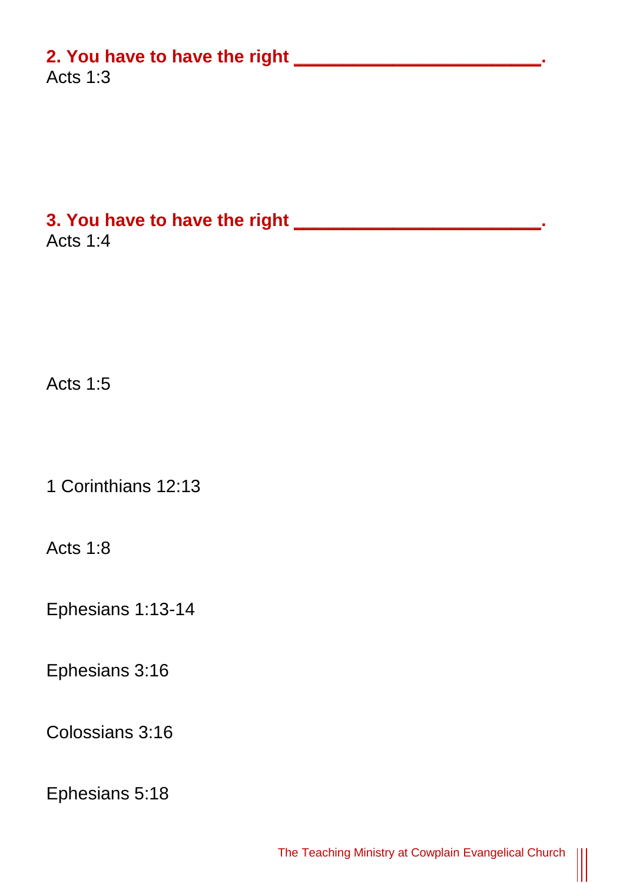**2. You have to have the right \_\_\_\_\_\_\_\_\_\_\_\_\_\_\_\_\_\_\_\_\_\_\_\_.**

Acts 1:3

**3. You have to have the right \_\_\_\_\_\_\_\_\_\_\_\_\_\_\_\_\_\_\_\_\_\_\_\_.**

Acts 1:4

Acts 1:5

1 Corinthians 12:13

Acts 1:8

Ephesians 1:13-14

Ephesians 3:16

Colossians 3:16

Ephesians 5:18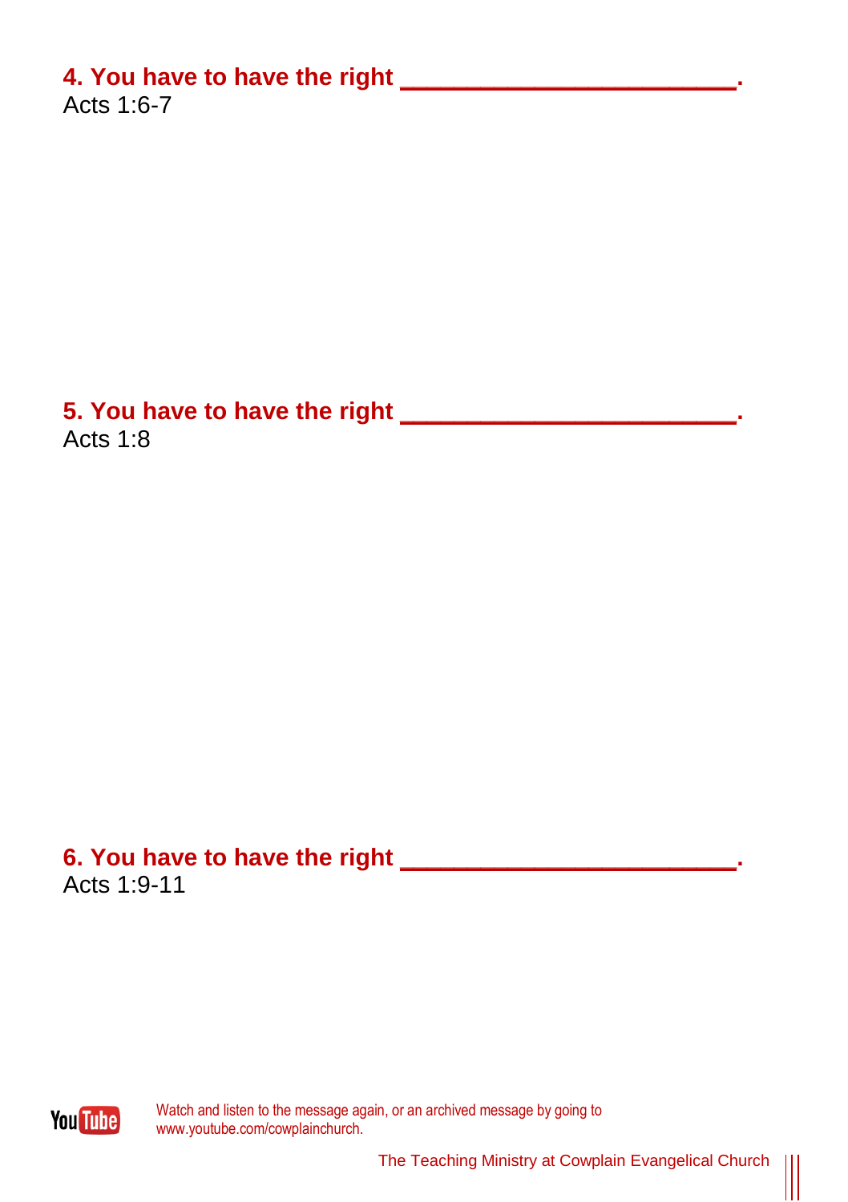**4. You have to have the right \_\_\_\_\_\_\_\_\_\_\_\_\_\_\_\_\_\_\_\_\_\_\_\_.**
Acts 1:6-7

**5. You have to have the right \_\_\_\_\_\_\_\_\_\_\_\_\_\_\_\_\_\_\_\_\_\_\_\_.**
Acts 1:8

**6. You have to have the right \_\_\_\_\_\_\_\_\_\_\_\_\_\_\_\_\_\_\_\_\_\_\_\_.**
Acts 1:9-11

YouTube

Watch and listen to the message again, or an archived message by going to www.youtube.com/cowplainchurch.

The Teaching Ministry at Cowplain Evangelical Church